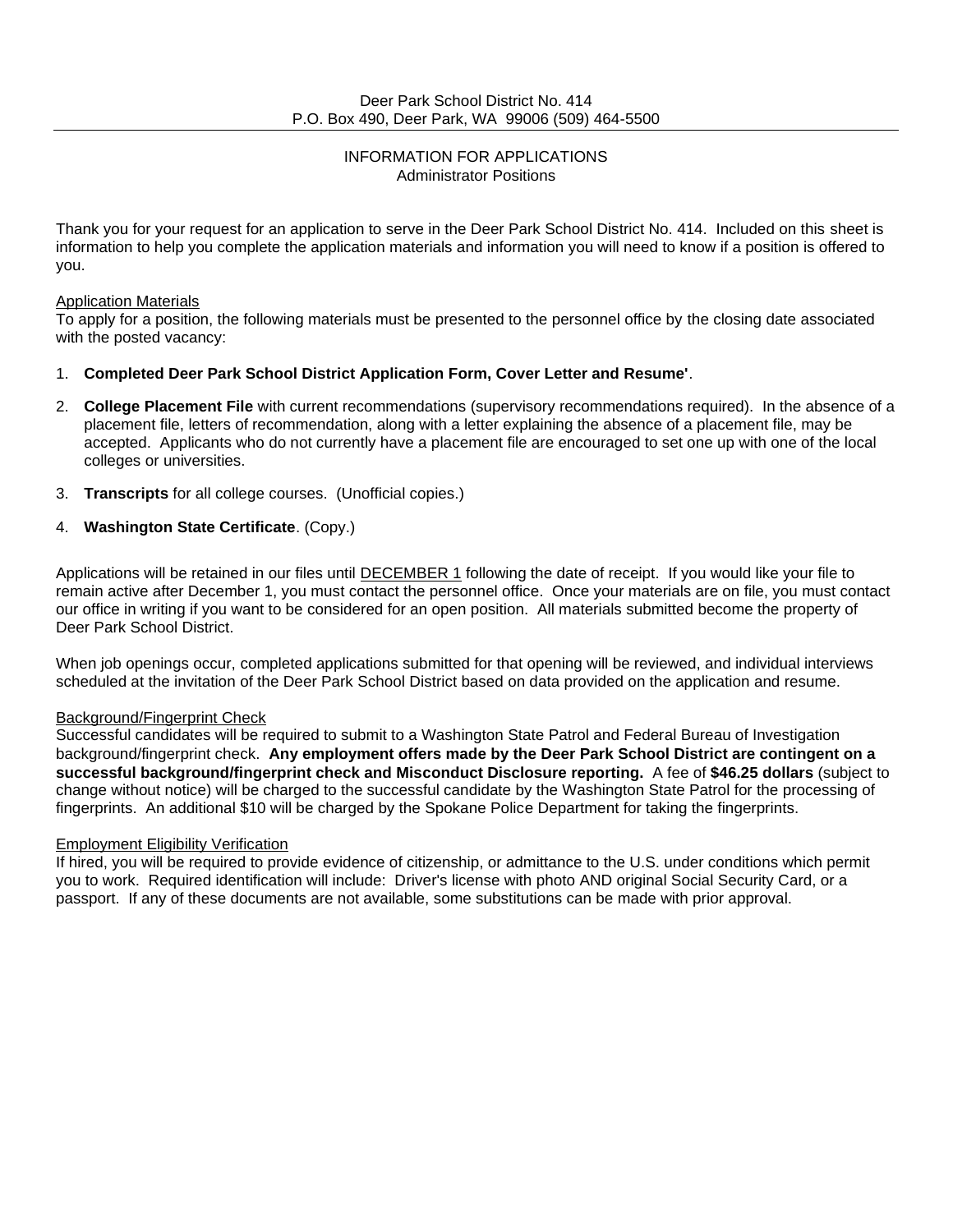Deer Park School District No. 414
P.O. Box 490, Deer Park, WA 99006 (509) 464-5500

---

# INFORMATION FOR APPLICATIONS
## Administrator Positions

Thank you for your request for an application to serve in the Deer Park School District No. 414. Included on this sheet is information to help you complete the application materials and information you will need to know if a position is offered to you.

<u>Application Materials</u>
To apply for a position, the following materials must be presented to the personnel office by the closing date associated with the posted vacancy:

1. **Completed Deer Park School District Application Form, Cover Letter and Resume'**.
2. **College Placement File** with current recommendations (supervisory recommendations required). In the absence of a placement file, letters of recommendation, along with a letter explaining the absence of a placement file, may be accepted. Applicants who do not currently have a placement file are encouraged to set one up with one of the local colleges or universities.
3. **Transcripts** for all college courses. (Unofficial copies.)
4. **Washington State Certificate**. (Copy.)

Applications will be retained in our files until <u>DECEMBER 1</u> following the date of receipt. If you would like your file to remain active after December 1, you must contact the personnel office. Once your materials are on file, you must contact our office in writing if you want to be considered for an open position. All materials submitted become the property of Deer Park School District.

When job openings occur, completed applications submitted for that opening will be reviewed, and individual interviews scheduled at the invitation of the Deer Park School District based on data provided on the application and resume.

<u>Background/Fingerprint Check</u>
Successful candidates will be required to submit to a Washington State Patrol and Federal Bureau of Investigation background/fingerprint check. **Any employment offers made by the Deer Park School District are contingent on a successful background/fingerprint check and Misconduct Disclosure reporting.** A fee of **$46.25 dollars** (subject to change without notice) will be charged to the successful candidate by the Washington State Patrol for the processing of fingerprints. An additional $10 will be charged by the Spokane Police Department for taking the fingerprints.

<u>Employment Eligibility Verification</u>
If hired, you will be required to provide evidence of citizenship, or admittance to the U.S. under conditions which permit you to work. Required identification will include: Driver's license with photo AND original Social Security Card, or a passport. If any of these documents are not available, some substitutions can be made with prior approval.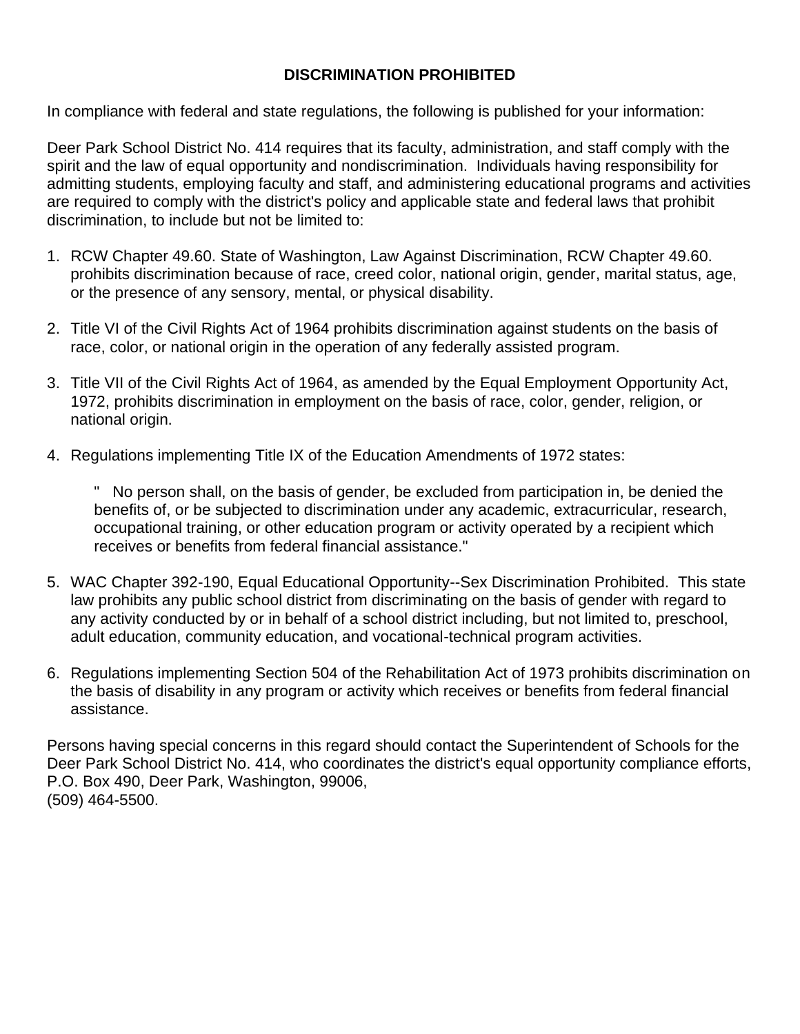## DISCRIMINATION PROHIBITED

In compliance with federal and state regulations, the following is published for your information:

Deer Park School District No. 414 requires that its faculty, administration, and staff comply with the spirit and the law of equal opportunity and nondiscrimination. Individuals having responsibility for admitting students, employing faculty and staff, and administering educational programs and activities are required to comply with the district's policy and applicable state and federal laws that prohibit discrimination, to include but not be limited to:

1. RCW Chapter 49.60. State of Washington, Law Against Discrimination, RCW Chapter 49.60. prohibits discrimination because of race, creed color, national origin, gender, marital status, age, or the presence of any sensory, mental, or physical disability.

2. Title VI of the Civil Rights Act of 1964 prohibits discrimination against students on the basis of race, color, or national origin in the operation of any federally assisted program.

3. Title VII of the Civil Rights Act of 1964, as amended by the Equal Employment Opportunity Act, 1972, prohibits discrimination in employment on the basis of race, color, gender, religion, or national origin.

4. Regulations implementing Title IX of the Education Amendments of 1972 states:

   " No person shall, on the basis of gender, be excluded from participation in, be denied the benefits of, or be subjected to discrimination under any academic, extracurricular, research, occupational training, or other education program or activity operated by a recipient which receives or benefits from federal financial assistance."

5. WAC Chapter 392-190, Equal Educational Opportunity--Sex Discrimination Prohibited. This state law prohibits any public school district from discriminating on the basis of gender with regard to any activity conducted by or in behalf of a school district including, but not limited to, preschool, adult education, community education, and vocational-technical program activities.

6. Regulations implementing Section 504 of the Rehabilitation Act of 1973 prohibits discrimination on the basis of disability in any program or activity which receives or benefits from federal financial assistance.

Persons having special concerns in this regard should contact the Superintendent of Schools for the Deer Park School District No. 414, who coordinates the district's equal opportunity compliance efforts, P.O. Box 490, Deer Park, Washington, 99006,
(509) 464-5500.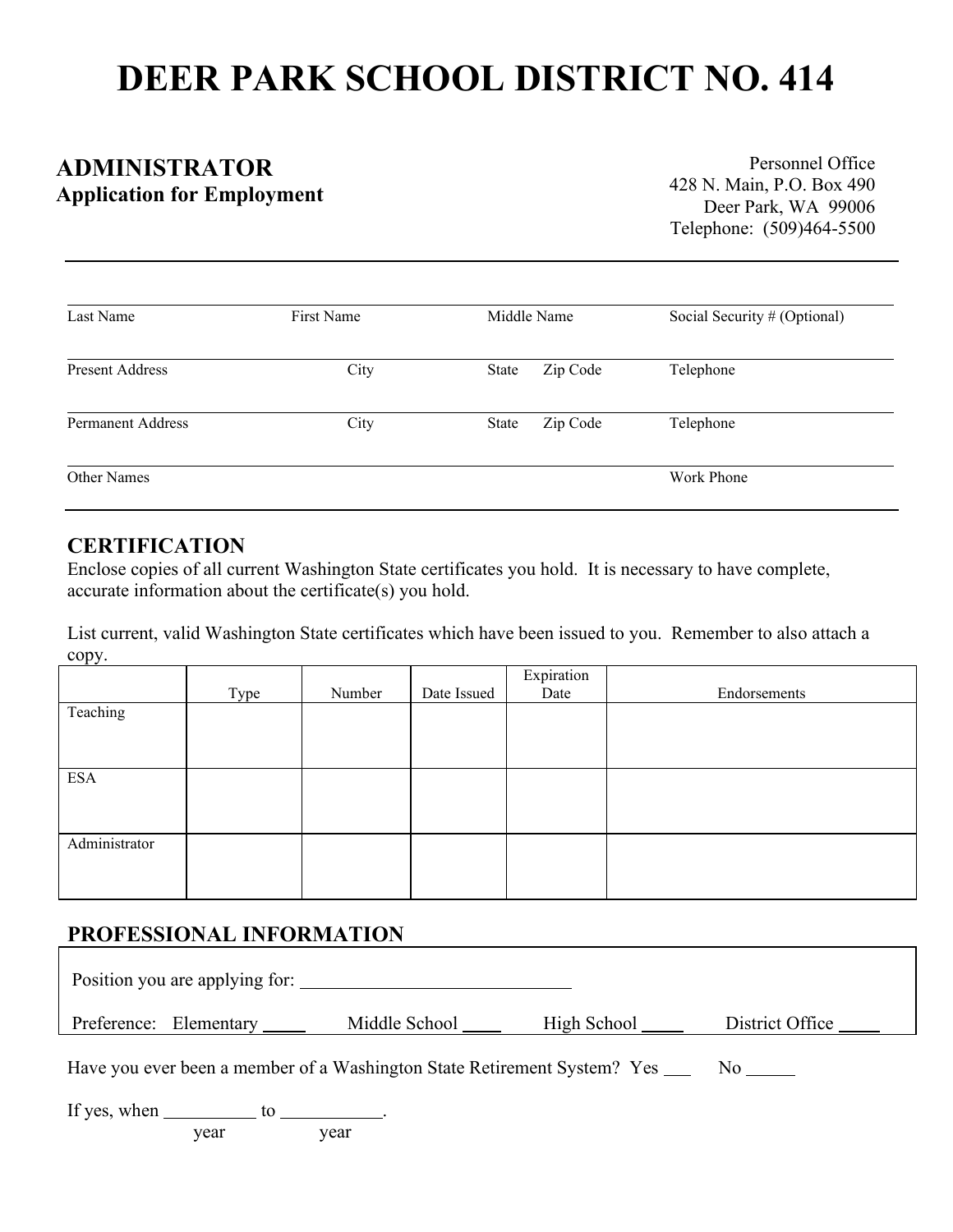# DEER PARK SCHOOL DISTRICT NO. 414

**ADMINISTRATOR**
**Application for Employment**

Personnel Office
428 N. Main, P.O. Box 490
Deer Park, WA 99006
Telephone: (509)464-5500

---

| Last Name | First Name | Middle Name | Social Security # (Optional) |
|---|---|---|---|
| Present Address | City | State Zip Code | Telephone |
| Permanent Address | City | State Zip Code | Telephone |
| Other Names | | | Work Phone |

## CERTIFICATION

Enclose copies of all current Washington State certificates you hold. It is necessary to have complete, accurate information about the certificate(s) you hold.

List current, valid Washington State certificates which have been issued to you. Remember to also attach a copy.

| | Type | Number | Date Issued | Expiration Date | Endorsements |
|---|---|---|---|---|---|
| Teaching | | | | | |
| ESA | | | | | |
| Administrator | | | | | |

## PROFESSIONAL INFORMATION

Position you are applying for: ____________________________

Preference: Elementary ____ Middle School ____ High School ____ District Office ____

Have you ever been a member of a Washington State Retirement System? Yes ___ No _____

If yes, when __________ to ___________.
year year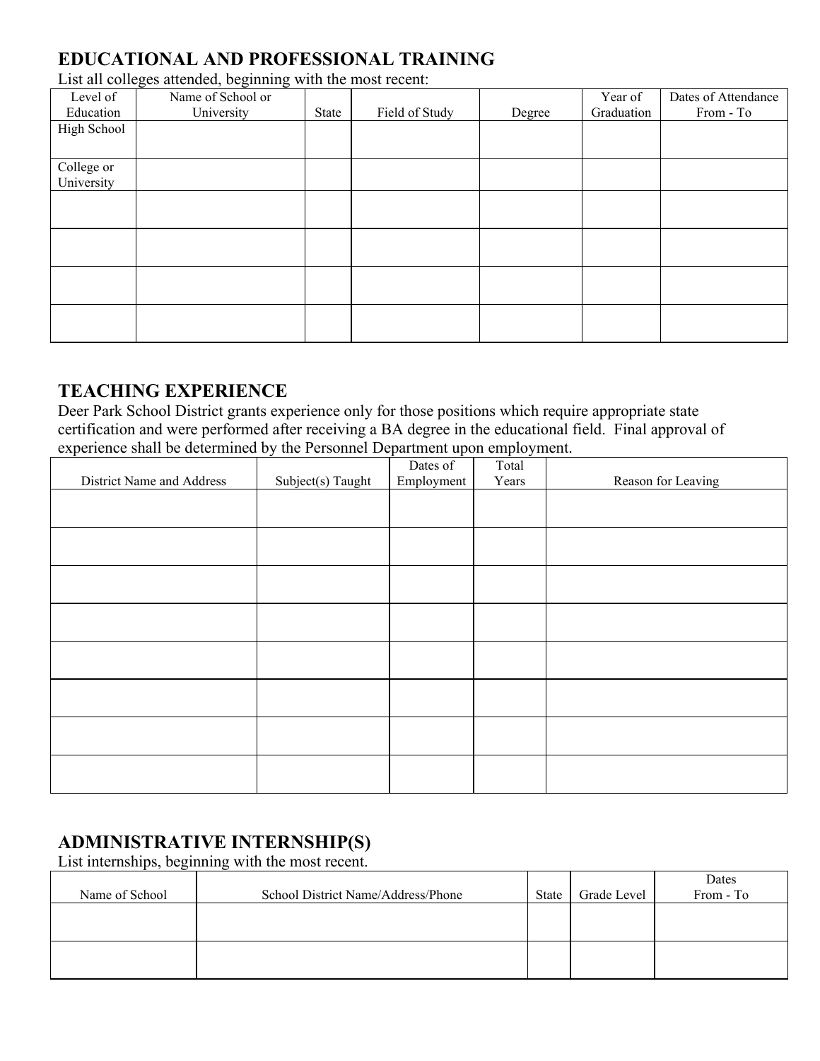## EDUCATIONAL AND PROFESSIONAL TRAINING

List all colleges attended, beginning with the most recent:

| Level of Education | Name of School or University | State | Field of Study | Degree | Year of Graduation | Dates of Attendance From - To |
|---|---|---|---|---|---|---|
| High School | | | | | | |
| College or University | | | | | | |
| | | | | | | |
| | | | | | | |
| | | | | | | |
| | | | | | | |

## TEACHING EXPERIENCE

Deer Park School District grants experience only for those positions which require appropriate state certification and were performed after receiving a BA degree in the educational field. Final approval of experience shall be determined by the Personnel Department upon employment.

| District Name and Address | Subject(s) Taught | Dates of Employment | Total Years | Reason for Leaving |
|---|---|---|---|---|
| | | | | |
| | | | | |
| | | | | |
| | | | | |
| | | | | |
| | | | | |
| | | | | |
| | | | | |

## ADMINISTRATIVE INTERNSHIP(S)

List internships, beginning with the most recent.

| Name of School | School District Name/Address/Phone | State | Grade Level | Dates From - To |
|---|---|---|---|---|
| | | | | |
| | | | | |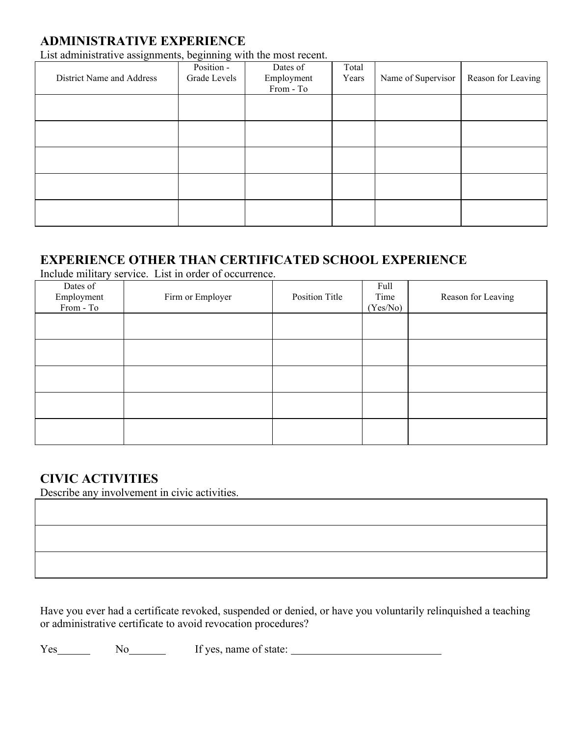## ADMINISTRATIVE EXPERIENCE

List administrative assignments, beginning with the most recent.

| District Name and Address | Position - Grade Levels | Dates of Employment From - To | Total Years | Name of Supervisor | Reason for Leaving |
|---|---|---|---|---|---|
| | | | | | |
| | | | | | |
| | | | | | |
| | | | | | |
| | | | | | |

## EXPERIENCE OTHER THAN CERTIFICATED SCHOOL EXPERIENCE

Include military service. List in order of occurrence.

| Dates of Employment From - To | Firm or Employer | Position Title | Full Time (Yes/No) | Reason for Leaving |
|---|---|---|---|---|
| | | | | |
| | | | | |
| | | | | |
| | | | | |
| | | | | |

## CIVIC ACTIVITIES

Describe any involvement in civic activities.

| |
|---|
| |
| |
| |

Have you ever had a certificate revoked, suspended or denied, or have you voluntarily relinquished a teaching or administrative certificate to avoid revocation procedures?

Yes______ No_______ If yes, name of state: ___________________________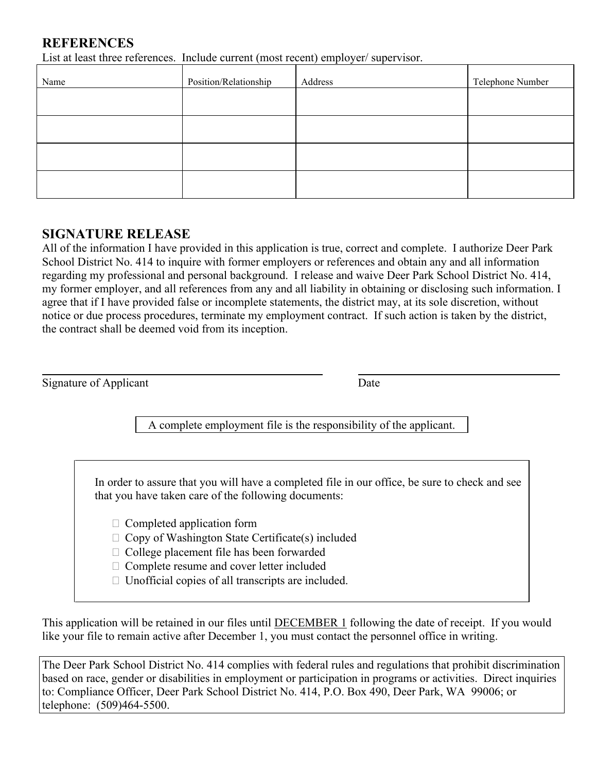## REFERENCES

List at least three references. Include current (most recent) employer/ supervisor.

| Name | Position/Relationship | Address | Telephone Number |
|---|---|---|---|
| | | | |
| | | | |
| | | | |
| | | | |

## SIGNATURE RELEASE

All of the information I have provided in this application is true, correct and complete. I authorize Deer Park School District No. 414 to inquire with former employers or references and obtain any and all information regarding my professional and personal background. I release and waive Deer Park School District No. 414, my former employer, and all references from any and all liability in obtaining or disclosing such information. I agree that if I have provided false or incomplete statements, the district may, at its sole discretion, without notice or due process procedures, terminate my employment contract. If such action is taken by the district, the contract shall be deemed void from its inception.

\_\_\_\_\_\_\_\_\_\_\_\_\_\_\_\_\_\_\_\_\_\_\_\_\_\_\_\_\_\_\_\_\_\_\_\_\_\_\_\_ \_\_\_\_\_\_\_\_\_\_\_\_\_\_\_\_\_\_\_\_\_\_\_\_\_\_\_\_\_\_
Signature of Applicant Date

A complete employment file is the responsibility of the applicant.

In order to assure that you will have a completed file in our office, be sure to check and see that you have taken care of the following documents:

- ☐ Completed application form
- ☐ Copy of Washington State Certificate(s) included
- ☐ College placement file has been forwarded
- ☐ Complete resume and cover letter included
- ☐ Unofficial copies of all transcripts are included.

This application will be retained in our files until DECEMBER 1 following the date of receipt. If you would like your file to remain active after December 1, you must contact the personnel office in writing.

The Deer Park School District No. 414 complies with federal rules and regulations that prohibit discrimination based on race, gender or disabilities in employment or participation in programs or activities. Direct inquiries to: Compliance Officer, Deer Park School District No. 414, P.O. Box 490, Deer Park, WA 99006; or telephone: (509)464-5500.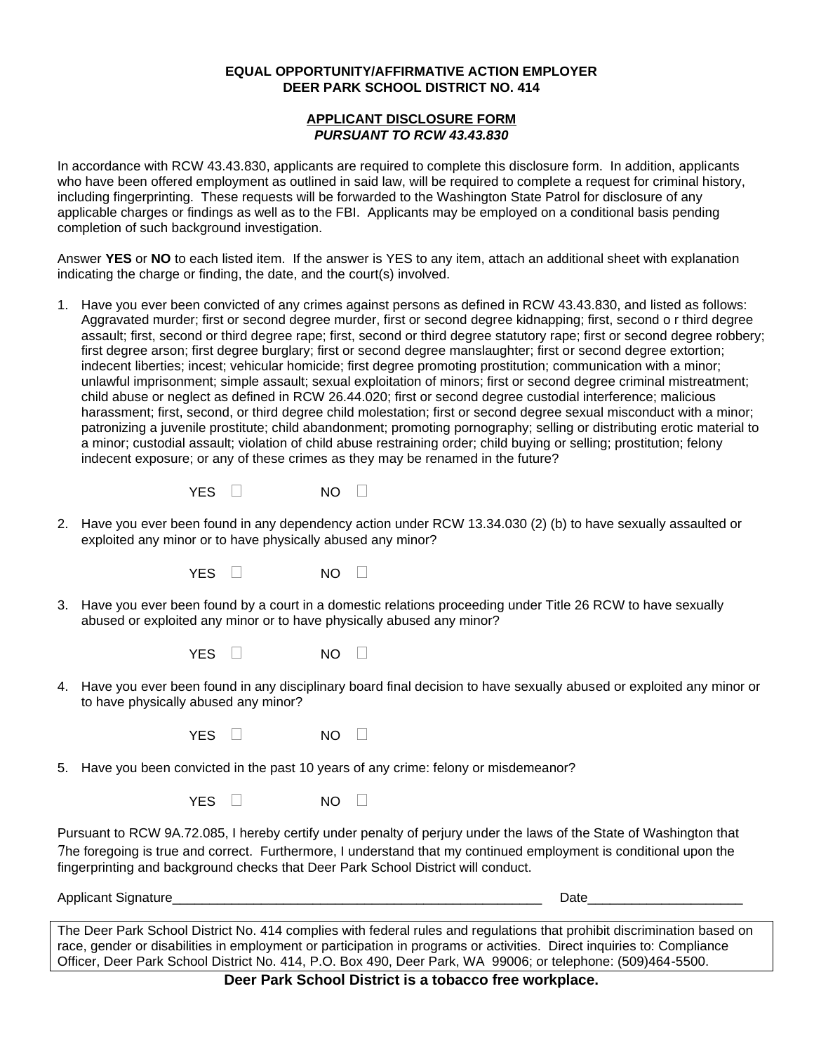**EQUAL OPPORTUNITY/AFFIRMATIVE ACTION EMPLOYER**
**DEER PARK SCHOOL DISTRICT NO. 414**

## APPLICANT DISCLOSURE FORM
***PURSUANT TO RCW 43.43.830***

In accordance with RCW 43.43.830, applicants are required to complete this disclosure form. In addition, applicants who have been offered employment as outlined in said law, will be required to complete a request for criminal history, including fingerprinting. These requests will be forwarded to the Washington State Patrol for disclosure of any applicable charges or findings as well as to the FBI. Applicants may be employed on a conditional basis pending completion of such background investigation.

Answer **YES** or **NO** to each listed item. If the answer is YES to any item, attach an additional sheet with explanation indicating the charge or finding, the date, and the court(s) involved.

1. Have you ever been convicted of any crimes against persons as defined in RCW 43.43.830, and listed as follows: Aggravated murder; first or second degree murder, first or second degree kidnapping; first, second o r third degree assault; first, second or third degree rape; first, second or third degree statutory rape; first or second degree robbery; first degree arson; first degree burglary; first or second degree manslaughter; first or second degree extortion; indecent liberties; incest; vehicular homicide; first degree promoting prostitution; communication with a minor; unlawful imprisonment; simple assault; sexual exploitation of minors; first or second degree criminal mistreatment; child abuse or neglect as defined in RCW 26.44.020; first or second degree custodial interference; malicious harassment; first, second, or third degree child molestation; first or second degree sexual misconduct with a minor; patronizing a juvenile prostitute; child abandonment; promoting pornography; selling or distributing erotic material to a minor; custodial assault; violation of child abuse restraining order; child buying or selling; prostitution; felony indecent exposure; or any of these crimes as they may be renamed in the future?

   YES ☐ NO ☐

2. Have you ever been found in any dependency action under RCW 13.34.030 (2) (b) to have sexually assaulted or exploited any minor or to have physically abused any minor?

   YES ☐ NO ☐

3. Have you ever been found by a court in a domestic relations proceeding under Title 26 RCW to have sexually abused or exploited any minor or to have physically abused any minor?

   YES ☐ NO ☐

4. Have you ever been found in any disciplinary board final decision to have sexually abused or exploited any minor or to have physically abused any minor?

   YES ☐ NO ☐

5. Have you been convicted in the past 10 years of any crime: felony or misdemeanor?

   YES ☐ NO ☐

Pursuant to RCW 9A.72.085, I hereby certify under penalty of perjury under the laws of the State of Washington that The foregoing is true and correct. Furthermore, I understand that my continued employment is conditional upon the fingerprinting and background checks that Deer Park School District will conduct.

Applicant Signature_____________________________________________________ Date_____________________

The Deer Park School District No. 414 complies with federal rules and regulations that prohibit discrimination based on race, gender or disabilities in employment or participation in programs or activities. Direct inquiries to: Compliance Officer, Deer Park School District No. 414, P.O. Box 490, Deer Park, WA 99006; or telephone: (509)464-5500.

**Deer Park School District is a tobacco free workplace.**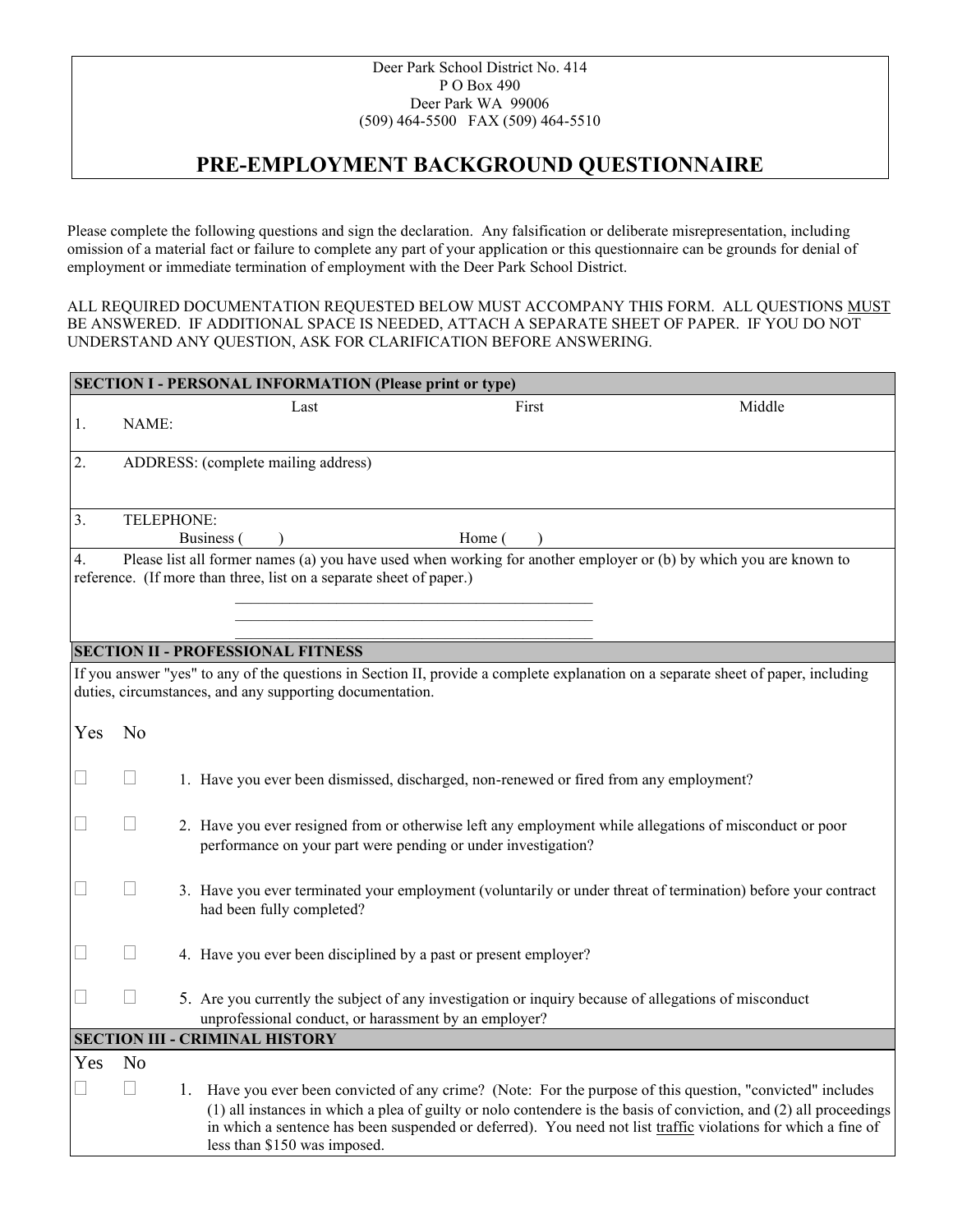Deer Park School District No. 414
P O Box 490
Deer Park WA 99006
(509) 464-5500 FAX (509) 464-5510

# PRE-EMPLOYMENT BACKGROUND QUESTIONNAIRE

Please complete the following questions and sign the declaration. Any falsification or deliberate misrepresentation, including omission of a material fact or failure to complete any part of your application or this questionnaire can be grounds for denial of employment or immediate termination of employment with the Deer Park School District.

ALL REQUIRED DOCUMENTATION REQUESTED BELOW MUST ACCOMPANY THIS FORM. ALL QUESTIONS MUST BE ANSWERED. IF ADDITIONAL SPACE IS NEEDED, ATTACH A SEPARATE SHEET OF PAPER. IF YOU DO NOT UNDERSTAND ANY QUESTION, ASK FOR CLARIFICATION BEFORE ANSWERING.

## SECTION I - PERSONAL INFORMATION (Please print or type)

1. NAME: Last First Middle

2. ADDRESS: (complete mailing address)

3. TELEPHONE:
   Business ( ) Home ( )

4. Please list all former names (a) you have used when working for another employer or (b) by which you are known to reference. (If more than three, list on a separate sheet of paper.)

   \_\_\_\_\_\_\_\_\_\_\_\_\_\_\_\_\_\_\_\_\_\_\_\_\_\_\_\_\_\_\_\_\_\_\_\_\_\_\_\_\_\_\_\_

   \_\_\_\_\_\_\_\_\_\_\_\_\_\_\_\_\_\_\_\_\_\_\_\_\_\_\_\_\_\_\_\_\_\_\_\_\_\_\_\_\_\_\_\_

   \_\_\_\_\_\_\_\_\_\_\_\_\_\_\_\_\_\_\_\_\_\_\_\_\_\_\_\_\_\_\_\_\_\_\_\_\_\_\_\_\_\_\_\_

## SECTION II - PROFESSIONAL FITNESS

If you answer "yes" to any of the questions in Section II, provide a complete explanation on a separate sheet of paper, including duties, circumstances, and any supporting documentation.

| Yes | No | |
|---|---|---|
| ☐ | ☐ | 1. Have you ever been dismissed, discharged, non-renewed or fired from any employment? |
| ☐ | ☐ | 2. Have you ever resigned from or otherwise left any employment while allegations of misconduct or poor performance on your part were pending or under investigation? |
| ☐ | ☐ | 3. Have you ever terminated your employment (voluntarily or under threat of termination) before your contract had been fully completed? |
| ☐ | ☐ | 4. Have you ever been disciplined by a past or present employer? |
| ☐ | ☐ | 5. Are you currently the subject of any investigation or inquiry because of allegations of misconduct unprofessional conduct, or harassment by an employer? |

## SECTION III - CRIMINAL HISTORY

| Yes | No | |
|---|---|---|
| ☐ | ☐ | 1. Have you ever been convicted of any crime? (Note: For the purpose of this question, "convicted" includes (1) all instances in which a plea of guilty or nolo contendere is the basis of conviction, and (2) all proceedings in which a sentence has been suspended or deferred). You need not list traffic violations for which a fine of less than $150 was imposed. |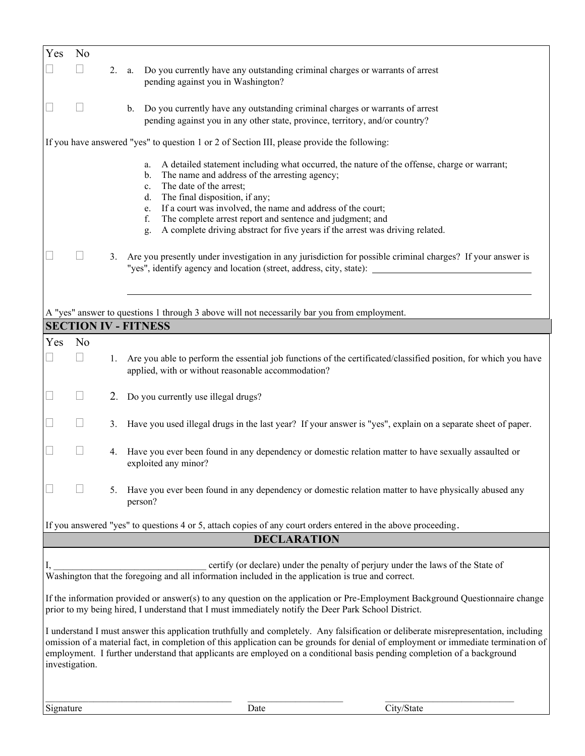| Yes | No | | |
|---|---|---|---|
| ☐ | ☐ | 2. a. | Do you currently have any outstanding criminal charges or warrants of arrest pending against you in Washington? |
| ☐ | ☐ | b. | Do you currently have any outstanding criminal charges or warrants of arrest pending against you in any other state, province, territory, and/or country? |

If you have answered "yes" to question 1 or 2 of Section III, please provide the following:

a. A detailed statement including what occurred, the nature of the offense, charge or warrant;
b. The name and address of the arresting agency;
c. The date of the arrest;
d. The final disposition, if any;
e. If a court was involved, the name and address of the court;
f. The complete arrest report and sentence and judgment; and
g. A complete driving abstract for five years if the arrest was driving related.

| Yes | No | | |
|---|---|---|---|
| ☐ | ☐ | 3. | Are you presently under investigation in any jurisdiction for possible criminal charges? If your answer is "yes", identify agency and location (street, address, city, state): ________________________________ |

A "yes" answer to questions 1 through 3 above will not necessarily bar you from employment.

## SECTION IV - FITNESS

| Yes | No | | |
|---|---|---|---|
| ☐ | ☐ | 1. | Are you able to perform the essential job functions of the certificated/classified position, for which you have applied, with or without reasonable accommodation? |
| ☐ | ☐ | 2. | Do you currently use illegal drugs? |
| ☐ | ☐ | 3. | Have you used illegal drugs in the last year? If your answer is "yes", explain on a separate sheet of paper. |
| ☐ | ☐ | 4. | Have you ever been found in any dependency or domestic relation matter to have sexually assaulted or exploited any minor? |
| ☐ | ☐ | 5. | Have you ever been found in any dependency or domestic relation matter to have physically abused any person? |

If you answered "yes" to questions 4 or 5, attach copies of any court orders entered in the above proceeding.

## DECLARATION

I, ________________________________ certify (or declare) under the penalty of perjury under the laws of the State of Washington that the foregoing and all information included in the application is true and correct.

If the information provided or answer(s) to any question on the application or Pre-Employment Background Questionnaire change prior to my being hired, I understand that I must immediately notify the Deer Park School District.

I understand I must answer this application truthfully and completely. Any falsification or deliberate misrepresentation, including omission of a material fact, in completion of this application can be grounds for denial of employment or immediate termination of employment. I further understand that applicants are employed on a conditional basis pending completion of a background investigation.

________________________________ ____________________ ____________________________

Signature Date City/State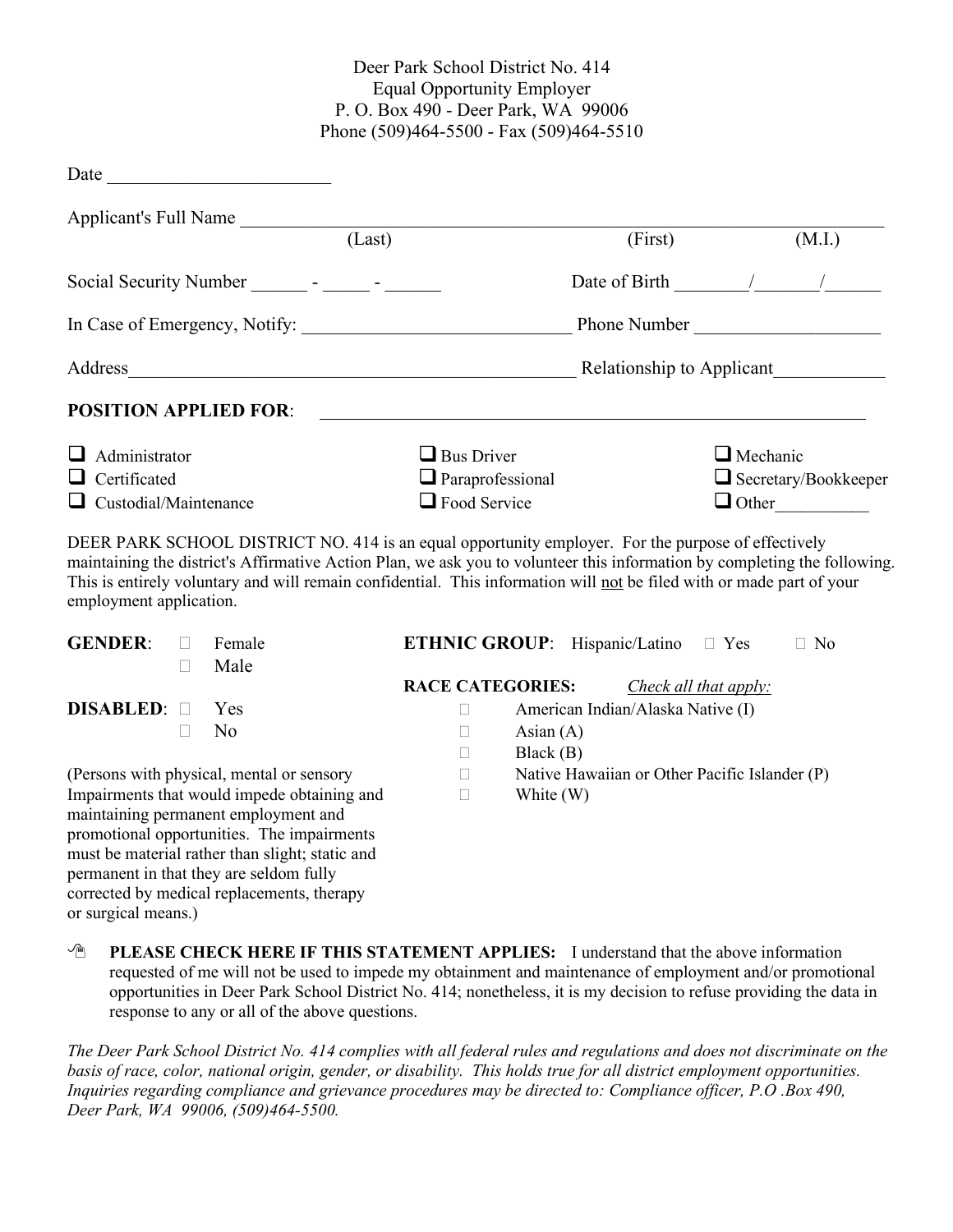Deer Park School District No. 414
Equal Opportunity Employer
P. O. Box 490 - Deer Park, WA 99006
Phone (509)464-5500 - Fax (509)464-5510

Date ________________________

Applicant's Full Name ______________________________________________________________________
(Last) (First) (M.I.)

Social Security Number ______ - _____ - ______ Date of Birth ________/_______/______

In Case of Emergency, Notify: ____________________________ Phone Number ____________________

Address_________________________________________________ Relationship to Applicant____________

**POSITION APPLIED FOR**: ____________________________________________________________

- ☐ Administrator
- ☐ Certificated
- ☐ Custodial/Maintenance
- ☐ Bus Driver
- ☐ Paraprofessional
- ☐ Food Service
- ☐ Mechanic
- ☐ Secretary/Bookkeeper
- ☐ Other__________

DEER PARK SCHOOL DISTRICT NO. 414 is an equal opportunity employer. For the purpose of effectively maintaining the district's Affirmative Action Plan, we ask you to volunteer this information by completing the following. This is entirely voluntary and will remain confidential. This information will not be filed with or made part of your employment application.

**GENDER**: ☐ Female ☐ Male

**DISABLED**: ☐ Yes ☐ No

(Persons with physical, mental or sensory Impairments that would impede obtaining and maintaining permanent employment and promotional opportunities. The impairments must be material rather than slight; static and permanent in that they are seldom fully corrected by medical replacements, therapy or surgical means.)

**ETHNIC GROUP**: Hispanic/Latino ☐ Yes ☐ No

**RACE CATEGORIES:** *Check all that apply:*

- ☐ American Indian/Alaska Native (I)
- ☐ Asian (A)
- ☐ Black (B)
- ☐ Native Hawaiian or Other Pacific Islander (P)
- ☐ White (W)

☐ **PLEASE CHECK HERE IF THIS STATEMENT APPLIES:** I understand that the above information requested of me will not be used to impede my obtainment and maintenance of employment and/or promotional opportunities in Deer Park School District No. 414; nonetheless, it is my decision to refuse providing the data in response to any or all of the above questions.

*The Deer Park School District No. 414 complies with all federal rules and regulations and does not discriminate on the basis of race, color, national origin, gender, or disability. This holds true for all district employment opportunities. Inquiries regarding compliance and grievance procedures may be directed to: Compliance officer, P.O .Box 490, Deer Park, WA 99006, (509)464-5500.*